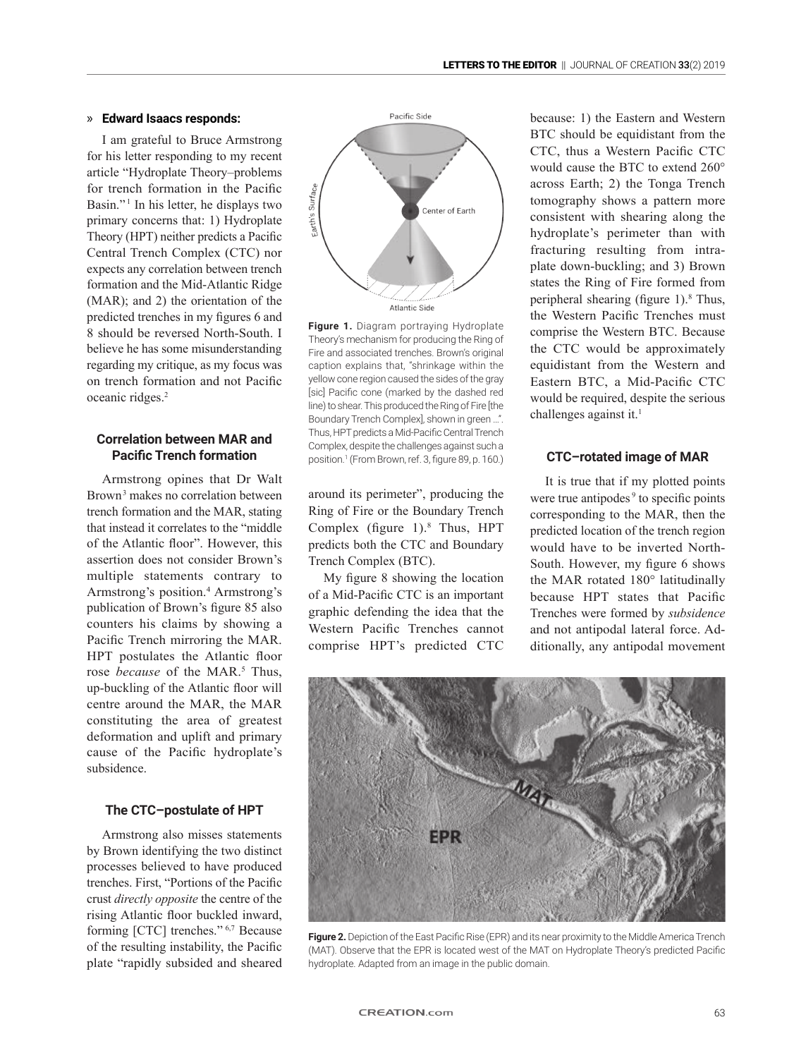## » Edward Isaacs responds:

I am grateful to Bruce Armstrong for his letter responding to my recent article "Hydroplate Theory–problems for trench formation in the Pacific Basin."[1] In his letter, he displays two primary concerns that: 1) Hydroplate Theory (HPT) neither predicts a Pacific Central Trench Complex (CTC) nor expects any correlation between trench formation and the Mid-Atlantic Ridge (MAR); and 2) the orientation of the predicted trenches in my figures 6 and 8 should be reversed North-South. I believe he has some misunderstanding regarding my critique, as my focus was on trench formation and not Pacific oceanic ridges.[2]

### Correlation between MAR and Pacific Trench formation

Armstrong opines that Dr Walt Brown[3] makes no correlation between trench formation and the MAR, stating that instead it correlates to the "middle of the Atlantic floor". However, this assertion does not consider Brown's multiple statements contrary to Armstrong's position.[4] Armstrong's publication of Brown's figure 85 also counters his claims by showing a Pacific Trench mirroring the MAR. HPT postulates the Atlantic floor rose *because* of the MAR.[5] Thus, up-buckling of the Atlantic floor will centre around the MAR, the MAR constituting the area of greatest deformation and uplift and primary cause of the Pacific hydroplate's subsidence.

### The CTC–postulate of HPT

Armstrong also misses statements by Brown identifying the two distinct processes believed to have produced trenches. First, "Portions of the Pacific crust *directly opposite* the centre of the rising Atlantic floor buckled inward, forming [CTC] trenches."[6,7] Because of the resulting instability, the Pacific plate "rapidly subsided and sheared around its perimeter", producing the Ring of Fire or the Boundary Trench Complex (figure 1).[8] Thus, HPT predicts both the CTC and Boundary Trench Complex (BTC).

**Figure 1.** Diagram portraying Hydroplate Theory's mechanism for producing the Ring of Fire and associated trenches. Brown's original caption explains that, "shrinkage within the yellow cone region caused the sides of the gray [sic] Pacific cone (marked by the dashed red line) to shear. This produced the Ring of Fire [the Boundary Trench Complex], shown in green ...". Thus, HPT predicts a Mid-Pacific Central Trench Complex, despite the challenges against such a position.[1] (From Brown, ref. 3, figure 89, p. 160.)

My figure 8 showing the location of a Mid-Pacific CTC is an important graphic defending the idea that the Western Pacific Trenches cannot comprise HPT's predicted CTC because: 1) the Eastern and Western BTC should be equidistant from the CTC, thus a Western Pacific CTC would cause the BTC to extend 260° across Earth; 2) the Tonga Trench tomography shows a pattern more consistent with shearing along the hydroplate's perimeter than with fracturing resulting from intraplate down-buckling; and 3) Brown states the Ring of Fire formed from peripheral shearing (figure 1).[8] Thus, the Western Pacific Trenches must comprise the Western BTC. Because the CTC would be approximately equidistant from the Western and Eastern BTC, a Mid-Pacific CTC would be required, despite the serious challenges against it.[1]

### CTC–rotated image of MAR

It is true that if my plotted points were true antipodes[9] to specific points corresponding to the MAR, then the predicted location of the trench region would have to be inverted North-South. However, my figure 6 shows the MAR rotated 180° latitudinally because HPT states that Pacific Trenches were formed by *subsidence* and not antipodal lateral force. Additionally, any antipodal movement

**Figure 2.** Depiction of the East Pacific Rise (EPR) and its near proximity to the Middle America Trench (MAT). Observe that the EPR is located west of the MAT on Hydroplate Theory's predicted Pacific hydroplate. Adapted from an image in the public domain.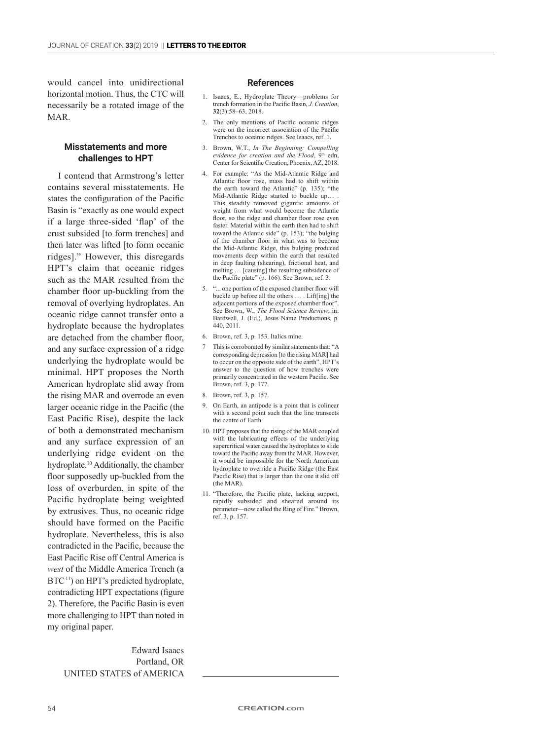would cancel into unidirectional horizontal motion. Thus, the CTC will necessarily be a rotated image of the MAR.

## Misstatements and more challenges to HPT

I contend that Armstrong's letter contains several misstatements. He states the configuration of the Pacific Basin is "exactly as one would expect if a large three-sided 'flap' of the crust subsided [to form trenches] and then later was lifted [to form oceanic ridges]." However, this disregards HPT's claim that oceanic ridges such as the MAR resulted from the chamber floor up-buckling from the removal of overlying hydroplates. An oceanic ridge cannot transfer onto a hydroplate because the hydroplates are detached from the chamber floor, and any surface expression of a ridge underlying the hydroplate would be minimal. HPT proposes the North American hydroplate slid away from the rising MAR and overrode an even larger oceanic ridge in the Pacific (the East Pacific Rise), despite the lack of both a demonstrated mechanism and any surface expression of an underlying ridge evident on the hydroplate.[10] Additionally, the chamber floor supposedly up-buckled from the loss of overburden, in spite of the Pacific hydroplate being weighted by extrusives. Thus, no oceanic ridge should have formed on the Pacific hydroplate. Nevertheless, this is also contradicted in the Pacific, because the East Pacific Rise off Central America is *west* of the Middle America Trench (a BTC[11]) on HPT's predicted hydroplate, contradicting HPT expectations (figure 2). Therefore, the Pacific Basin is even more challenging to HPT than noted in my original paper.

Edward Isaacs
Portland, OR
UNITED STATES of AMERICA

## References

1. Isaacs, E., Hydroplate Theory—problems for trench formation in the Pacific Basin, *J. Creation*, **32**(3):58–63, 2018.
2. The only mentions of Pacific oceanic ridges were on the incorrect association of the Pacific Trenches to oceanic ridges. See Isaacs, ref. 1.
3. Brown, W.T., *In The Beginning: Compelling evidence for creation and the Flood*, 9th edn, Center for Scientific Creation, Phoenix, AZ, 2018.
4. For example: "As the Mid-Atlantic Ridge and Atlantic floor rose, mass had to shift within the earth toward the Atlantic" (p. 135); "the Mid-Atlantic Ridge started to buckle up… . This steadily removed gigantic amounts of weight from what would become the Atlantic floor, so the ridge and chamber floor rose even faster. Material within the earth then had to shift toward the Atlantic side" (p. 153); "the bulging of the chamber floor in what was to become the Mid-Atlantic Ridge, this bulging produced movements deep within the earth that resulted in deep faulting (shearing), frictional heat, and melting … [causing] the resulting subsidence of the Pacific plate" (p. 166). See Brown, ref. 3.
5. "... one portion of the exposed chamber floor will buckle up before all the others … . Lift[ing] the adjacent portions of the exposed chamber floor". See Brown, W., *The Flood Science Review*; in: Bardwell, J. (Ed.), Jesus Name Productions, p. 440, 2011.
6. Brown, ref. 3, p. 153. Italics mine.
7. This is corroborated by similar statements that: "A corresponding depression [to the rising MAR] had to occur on the opposite side of the earth", HPT's answer to the question of how trenches were primarily concentrated in the western Pacific. See Brown, ref. 3, p. 177.
8. Brown, ref. 3, p. 157.
9. On Earth, an antipode is a point that is colinear with a second point such that the line transects the centre of Earth.
10. HPT proposes that the rising of the MAR coupled with the lubricating effects of the underlying supercritical water caused the hydroplates to slide toward the Pacific away from the MAR. However, it would be impossible for the North American hydroplate to override a Pacific Ridge (the East Pacific Rise) that is larger than the one it slid off (the MAR).
11. "Therefore, the Pacific plate, lacking support, rapidly subsided and sheared around its perimeter—now called the Ring of Fire." Brown, ref. 3, p. 157.